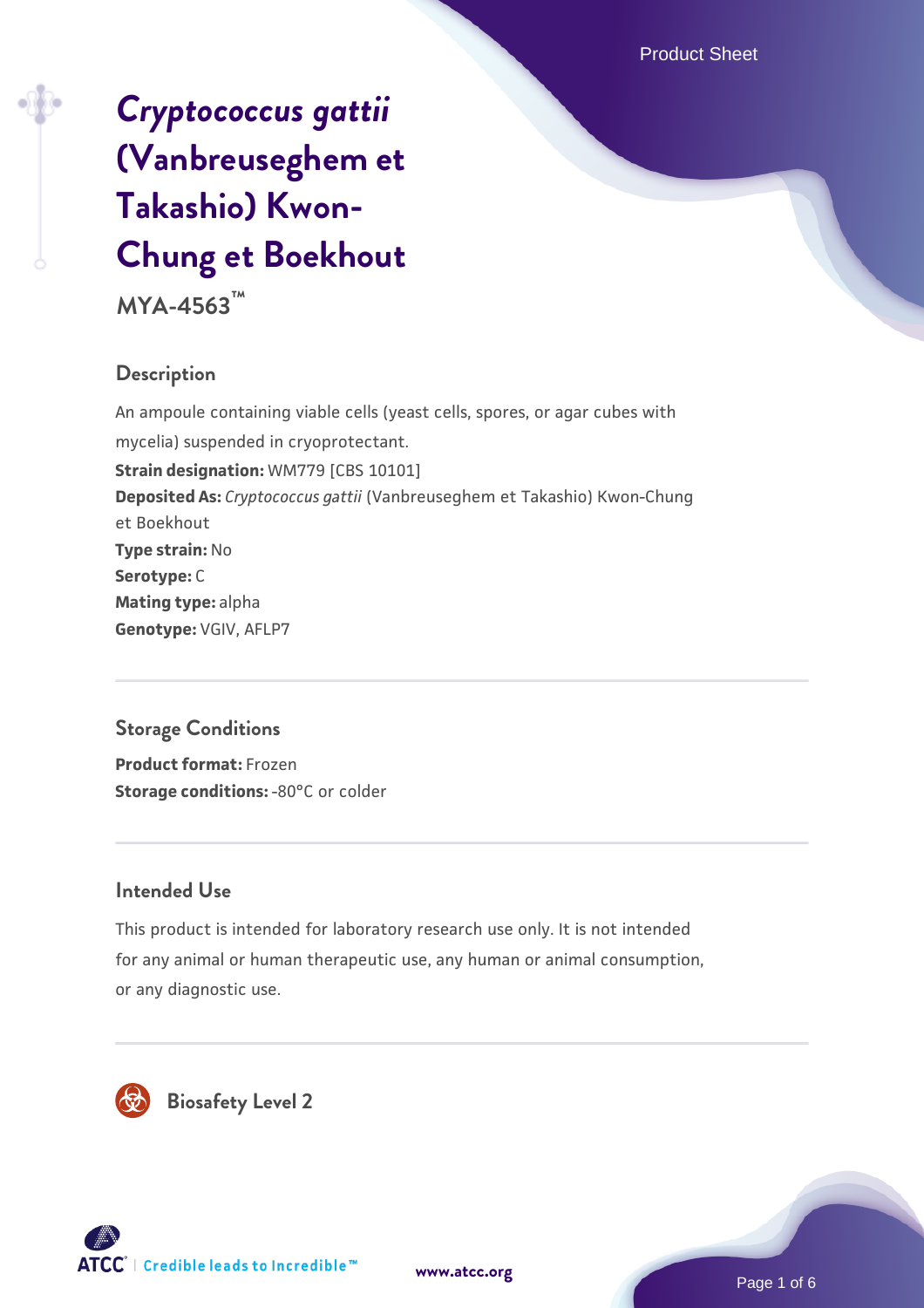# *Cryptococcus gattii* (Vanbreuseghem et Takashio) Kwon-Chung et Boekhout

**MYA-4563™**

## Description

An ampoule containing viable cells (yeast cells, spores, or agar cubes with mycelia) suspended in cryoprotectant.

**Strain designation:** WM779 [CBS 10101]

**Deposited As:** *Cryptococcus gattii* (Vanbreuseghem et Takashio) Kwon-Chung et Boekhout

**Type strain:** No

**Serotype:** C

**Mating type:** alpha

**Genotype:** VGIV, AFLP7

## Storage Conditions

**Product format:** Frozen

**Storage conditions:** -80°C or colder

## Intended Use

This product is intended for laboratory research use only. It is not intended for any animal or human therapeutic use, any human or animal consumption, or any diagnostic use.

## Biosafety Level 2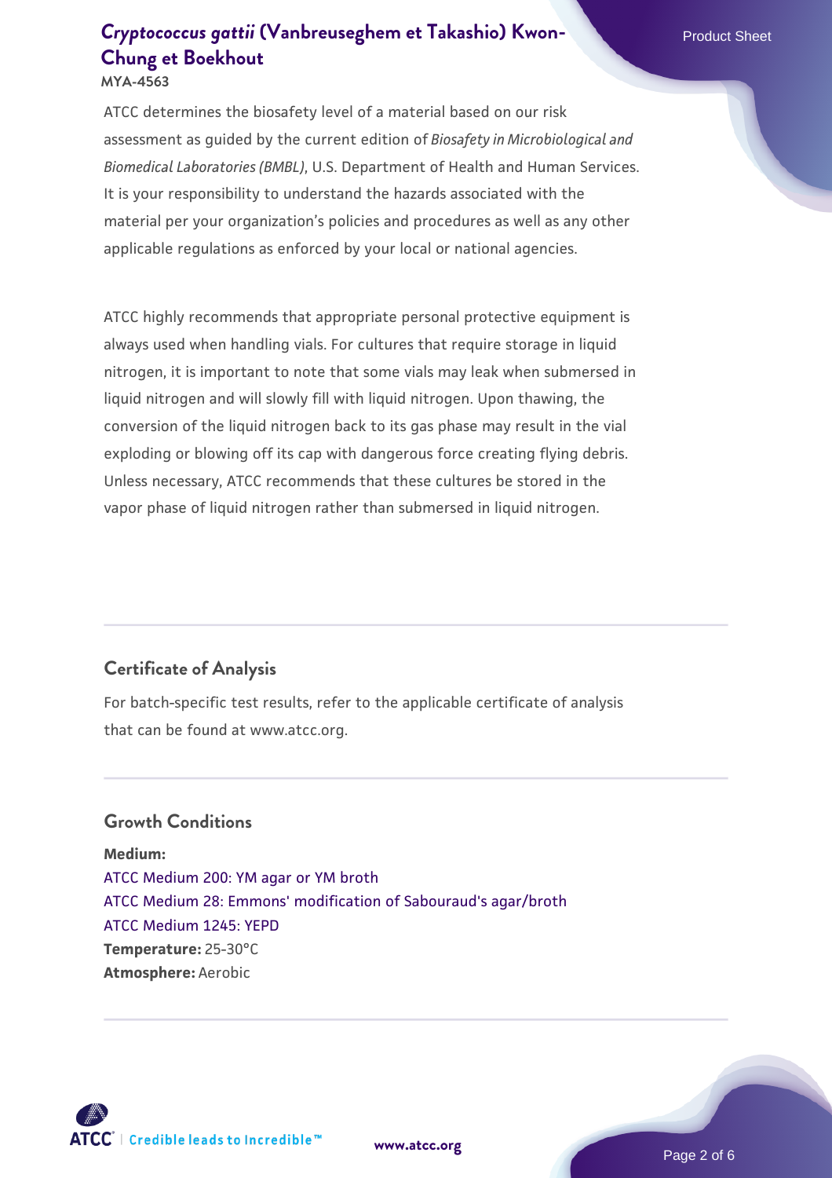ATCC determines the biosafety level of a material based on our risk assessment as guided by the current edition of *Biosafety in Microbiological and Biomedical Laboratories (BMBL)*, U.S. Department of Health and Human Services. It is your responsibility to understand the hazards associated with the material per your organization's policies and procedures as well as any other applicable regulations as enforced by your local or national agencies.

ATCC highly recommends that appropriate personal protective equipment is always used when handling vials. For cultures that require storage in liquid nitrogen, it is important to note that some vials may leak when submersed in liquid nitrogen and will slowly fill with liquid nitrogen. Upon thawing, the conversion of the liquid nitrogen back to its gas phase may result in the vial exploding or blowing off its cap with dangerous force creating flying debris. Unless necessary, ATCC recommends that these cultures be stored in the vapor phase of liquid nitrogen rather than submersed in liquid nitrogen.

## Certificate of Analysis

For batch-specific test results, refer to the applicable certificate of analysis that can be found at www.atcc.org.

## Growth Conditions

**Medium:**
ATCC Medium 200: YM agar or YM broth
ATCC Medium 28: Emmons' modification of Sabouraud's agar/broth
ATCC Medium 1245: YEPD
**Temperature:** 25-30°C
**Atmosphere:** Aerobic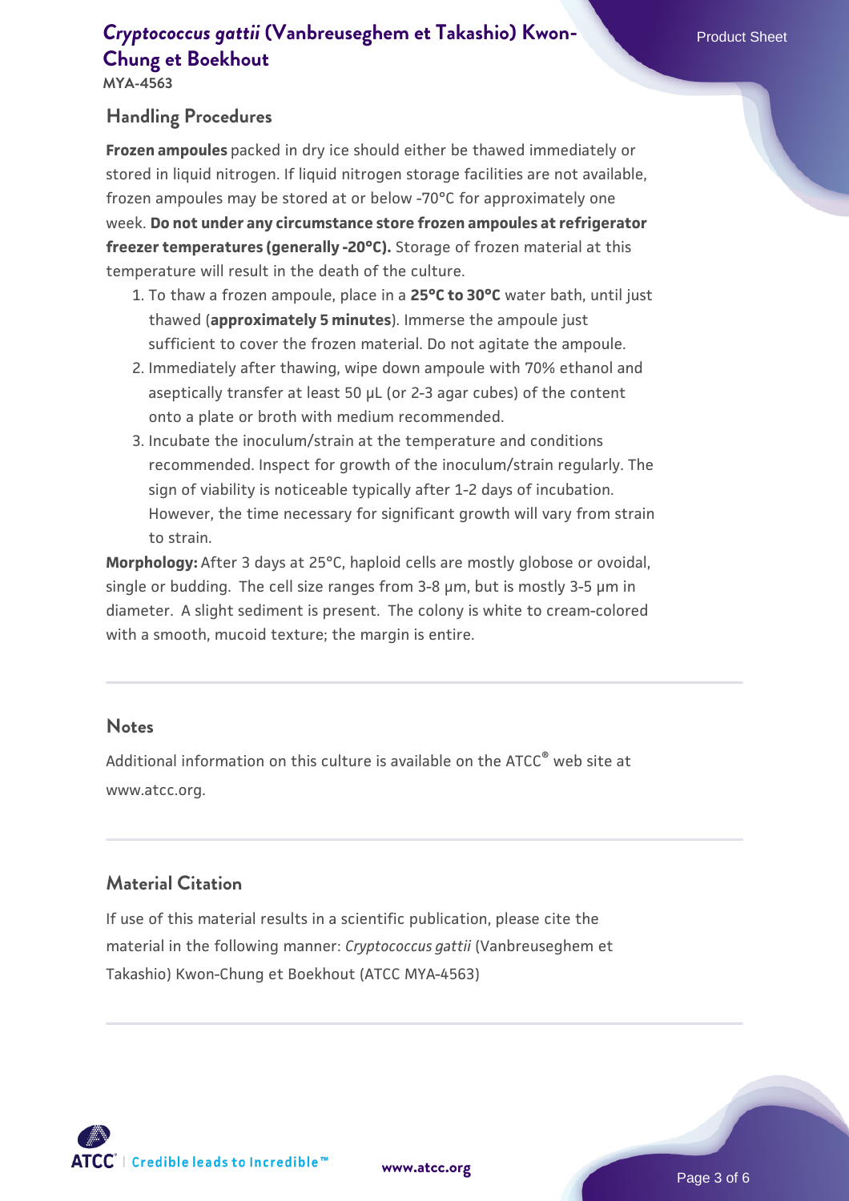## Handling Procedures

**Frozen ampoules** packed in dry ice should either be thawed immediately or stored in liquid nitrogen. If liquid nitrogen storage facilities are not available, frozen ampoules may be stored at or below -70°C for approximately one week. **Do not under any circumstance store frozen ampoules at refrigerator freezer temperatures (generally -20°C).** Storage of frozen material at this temperature will result in the death of the culture.

1. To thaw a frozen ampoule, place in a **25°C to 30°C** water bath, until just thawed (**approximately 5 minutes**). Immerse the ampoule just sufficient to cover the frozen material. Do not agitate the ampoule.
2. Immediately after thawing, wipe down ampoule with 70% ethanol and aseptically transfer at least 50 µL (or 2-3 agar cubes) of the content onto a plate or broth with medium recommended.
3. Incubate the inoculum/strain at the temperature and conditions recommended. Inspect for growth of the inoculum/strain regularly. The sign of viability is noticeable typically after 1-2 days of incubation. However, the time necessary for significant growth will vary from strain to strain.

**Morphology:** After 3 days at 25°C, haploid cells are mostly globose or ovoidal, single or budding. The cell size ranges from 3-8 µm, but is mostly 3-5 µm in diameter. A slight sediment is present. The colony is white to cream-colored with a smooth, mucoid texture; the margin is entire.

## Notes

Additional information on this culture is available on the ATCC® web site at www.atcc.org.

## Material Citation

If use of this material results in a scientific publication, please cite the material in the following manner: *Cryptococcus gattii* (Vanbreuseghem et Takashio) Kwon-Chung et Boekhout (ATCC MYA-4563)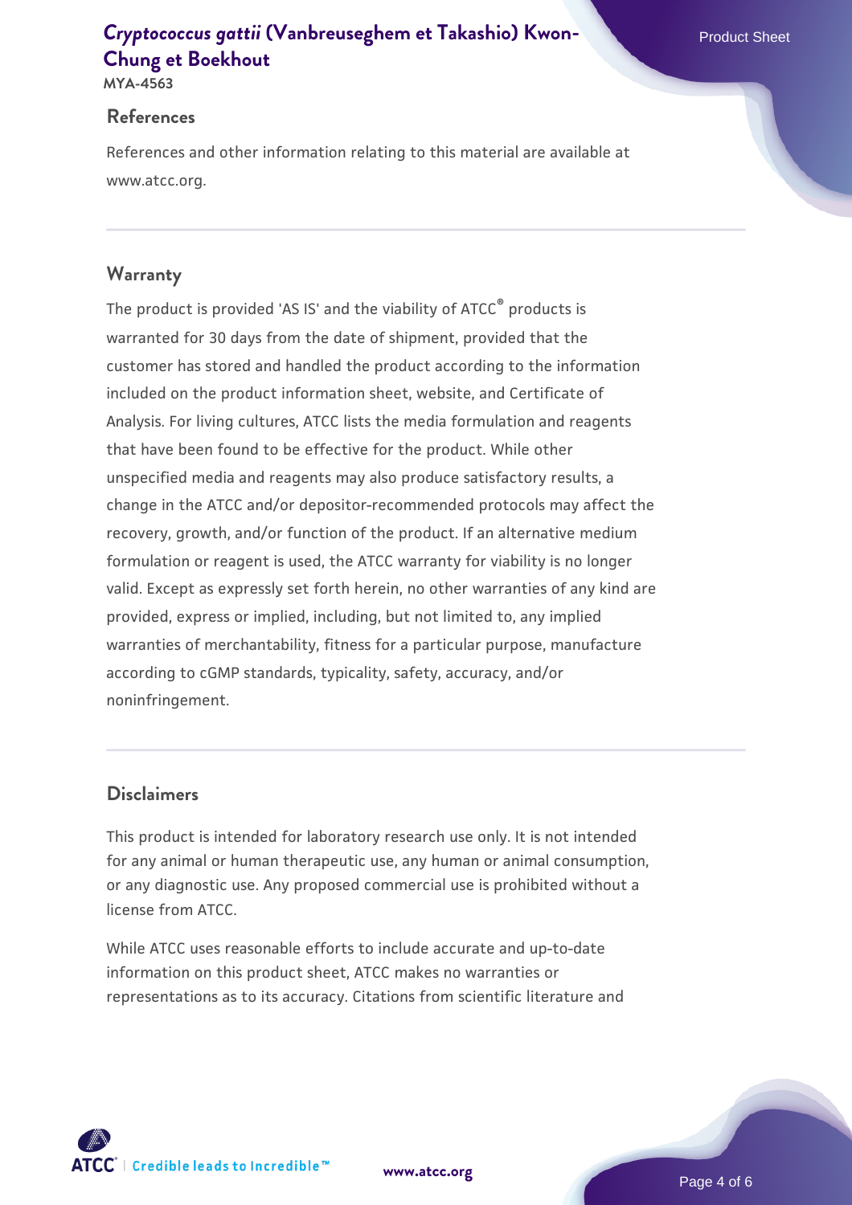## References

References and other information relating to this material are available at www.atcc.org.

## Warranty

The product is provided 'AS IS' and the viability of ATCC® products is warranted for 30 days from the date of shipment, provided that the customer has stored and handled the product according to the information included on the product information sheet, website, and Certificate of Analysis. For living cultures, ATCC lists the media formulation and reagents that have been found to be effective for the product. While other unspecified media and reagents may also produce satisfactory results, a change in the ATCC and/or depositor-recommended protocols may affect the recovery, growth, and/or function of the product. If an alternative medium formulation or reagent is used, the ATCC warranty for viability is no longer valid. Except as expressly set forth herein, no other warranties of any kind are provided, express or implied, including, but not limited to, any implied warranties of merchantability, fitness for a particular purpose, manufacture according to cGMP standards, typicality, safety, accuracy, and/or noninfringement.

## Disclaimers

This product is intended for laboratory research use only. It is not intended for any animal or human therapeutic use, any human or animal consumption, or any diagnostic use. Any proposed commercial use is prohibited without a license from ATCC.

While ATCC uses reasonable efforts to include accurate and up-to-date information on this product sheet, ATCC makes no warranties or representations as to its accuracy. Citations from scientific literature and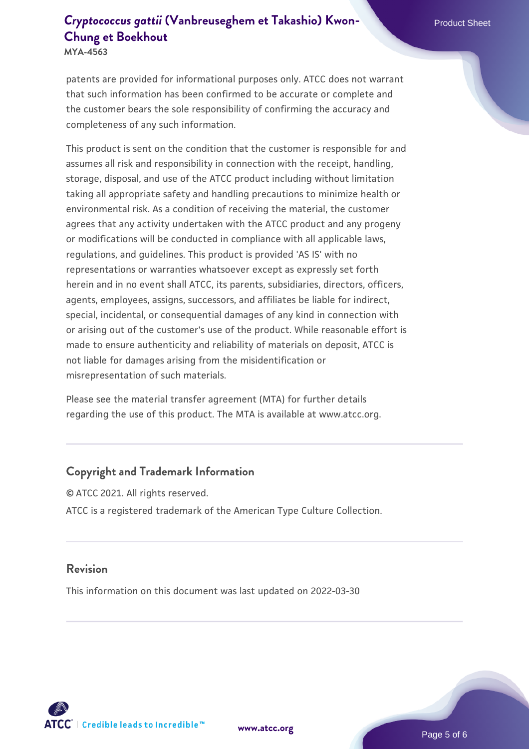patents are provided for informational purposes only. ATCC does not warrant that such information has been confirmed to be accurate or complete and the customer bears the sole responsibility of confirming the accuracy and completeness of any such information.

This product is sent on the condition that the customer is responsible for and assumes all risk and responsibility in connection with the receipt, handling, storage, disposal, and use of the ATCC product including without limitation taking all appropriate safety and handling precautions to minimize health or environmental risk. As a condition of receiving the material, the customer agrees that any activity undertaken with the ATCC product and any progeny or modifications will be conducted in compliance with all applicable laws, regulations, and guidelines. This product is provided 'AS IS' with no representations or warranties whatsoever except as expressly set forth herein and in no event shall ATCC, its parents, subsidiaries, directors, officers, agents, employees, assigns, successors, and affiliates be liable for indirect, special, incidental, or consequential damages of any kind in connection with or arising out of the customer's use of the product. While reasonable effort is made to ensure authenticity and reliability of materials on deposit, ATCC is not liable for damages arising from the misidentification or misrepresentation of such materials.

Please see the material transfer agreement (MTA) for further details regarding the use of this product. The MTA is available at www.atcc.org.

## Copyright and Trademark Information

© ATCC 2021. All rights reserved.

ATCC is a registered trademark of the American Type Culture Collection.

## Revision

This information on this document was last updated on 2022-03-30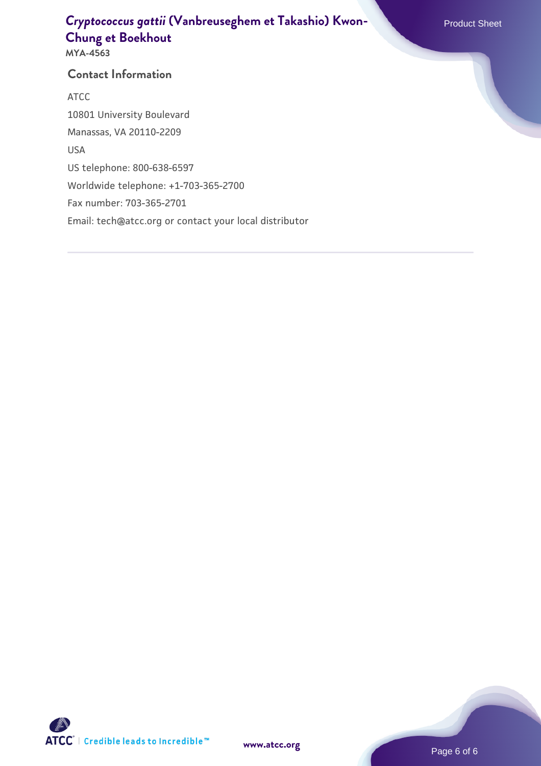## Contact Information

ATCC

10801 University Boulevard

Manassas, VA 20110-2209

USA

US telephone: 800-638-6597

Worldwide telephone: +1-703-365-2700

Fax number: 703-365-2701

Email: tech@atcc.org or contact your local distributor